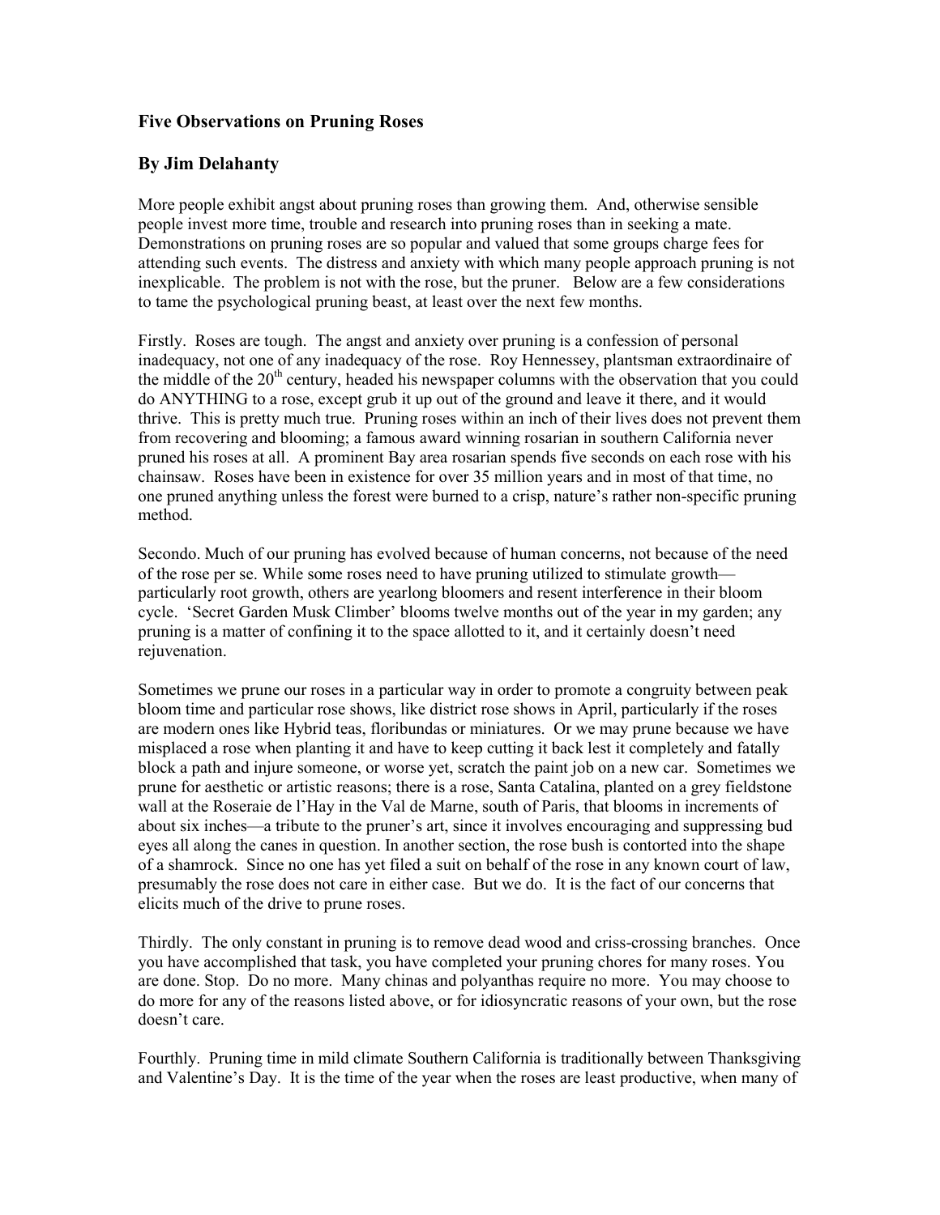### Five Observations on Pruning Roses

### By Jim Delahanty

More people exhibit angst about pruning roses than growing them. And, otherwise sensible people invest more time, trouble and research into pruning roses than in seeking a mate. Demonstrations on pruning roses are so popular and valued that some groups charge fees for attending such events. The distress and anxiety with which many people approach pruning is not inexplicable. The problem is not with the rose, but the pruner. Below are a few considerations to tame the psychological pruning beast, at least over the next few months.

Firstly. Roses are tough. The angst and anxiety over pruning is a confession of personal inadequacy, not one of any inadequacy of the rose. Roy Hennessey, plantsman extraordinaire of the middle of the 20th century, headed his newspaper columns with the observation that you could do ANYTHING to a rose, except grub it up out of the ground and leave it there, and it would thrive. This is pretty much true. Pruning roses within an inch of their lives does not prevent them from recovering and blooming; a famous award winning rosarian in southern California never pruned his roses at all. A prominent Bay area rosarian spends five seconds on each rose with his chainsaw. Roses have been in existence for over 35 million years and in most of that time, no one pruned anything unless the forest were burned to a crisp, nature's rather non-specific pruning method.

Secondo. Much of our pruning has evolved because of human concerns, not because of the need of the rose per se. While some roses need to have pruning utilized to stimulate growth—particularly root growth, others are yearlong bloomers and resent interference in their bloom cycle. 'Secret Garden Musk Climber' blooms twelve months out of the year in my garden; any pruning is a matter of confining it to the space allotted to it, and it certainly doesn't need rejuvenation.

Sometimes we prune our roses in a particular way in order to promote a congruity between peak bloom time and particular rose shows, like district rose shows in April, particularly if the roses are modern ones like Hybrid teas, floribundas or miniatures. Or we may prune because we have misplaced a rose when planting it and have to keep cutting it back lest it completely and fatally block a path and injure someone, or worse yet, scratch the paint job on a new car. Sometimes we prune for aesthetic or artistic reasons; there is a rose, Santa Catalina, planted on a grey fieldstone wall at the Roseraie de l'Hay in the Val de Marne, south of Paris, that blooms in increments of about six inches—a tribute to the pruner's art, since it involves encouraging and suppressing bud eyes all along the canes in question. In another section, the rose bush is contorted into the shape of a shamrock. Since no one has yet filed a suit on behalf of the rose in any known court of law, presumably the rose does not care in either case. But we do. It is the fact of our concerns that elicits much of the drive to prune roses.

Thirdly. The only constant in pruning is to remove dead wood and criss-crossing branches. Once you have accomplished that task, you have completed your pruning chores for many roses. You are done. Stop. Do no more. Many chinas and polyanthas require no more. You may choose to do more for any of the reasons listed above, or for idiosyncratic reasons of your own, but the rose doesn't care.

Fourthly. Pruning time in mild climate Southern California is traditionally between Thanksgiving and Valentine's Day. It is the time of the year when the roses are least productive, when many of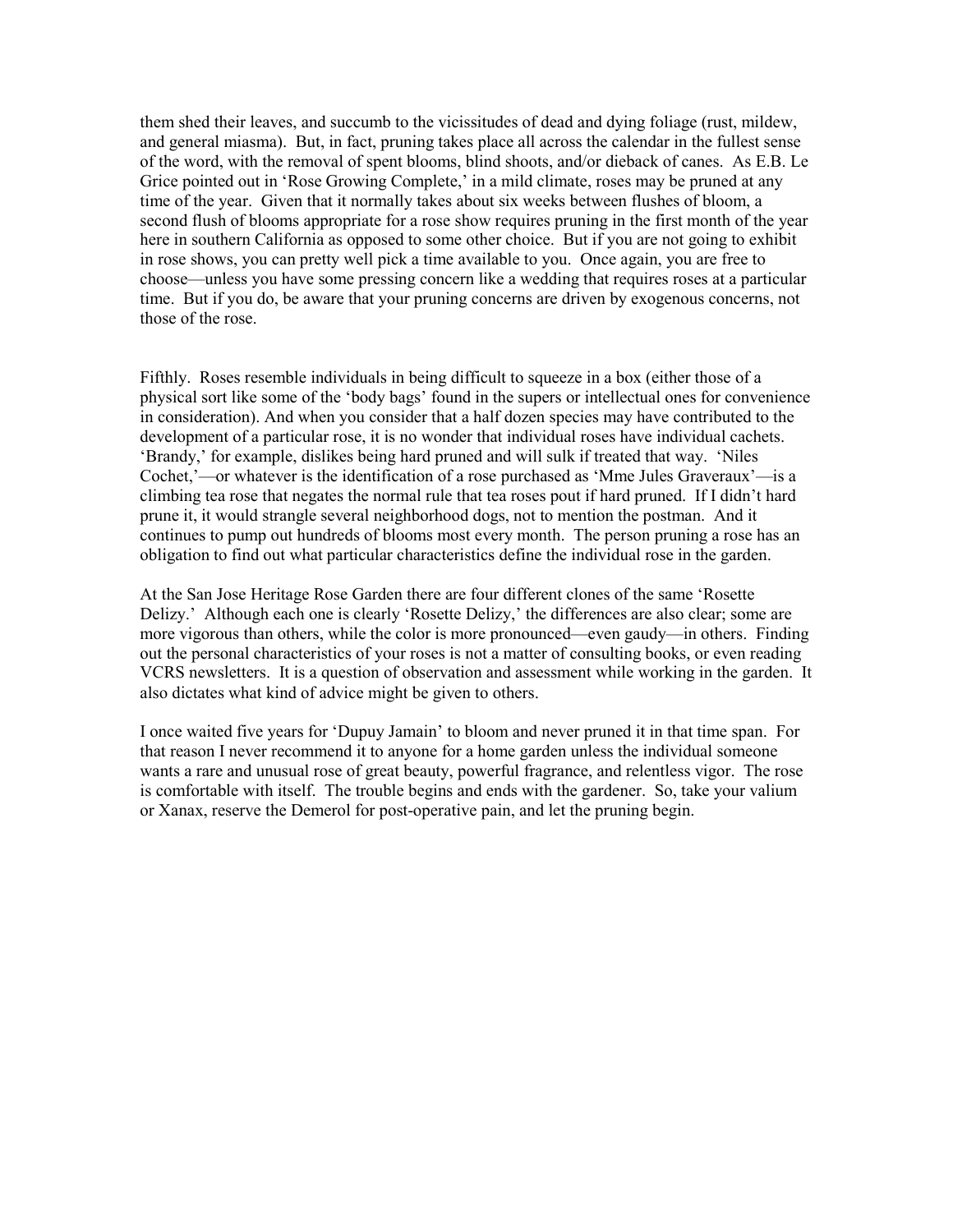them shed their leaves, and succumb to the vicissitudes of dead and dying foliage (rust, mildew, and general miasma). But, in fact, pruning takes place all across the calendar in the fullest sense of the word, with the removal of spent blooms, blind shoots, and/or dieback of canes. As E.B. Le Grice pointed out in 'Rose Growing Complete,' in a mild climate, roses may be pruned at any time of the year. Given that it normally takes about six weeks between flushes of bloom, a second flush of blooms appropriate for a rose show requires pruning in the first month of the year here in southern California as opposed to some other choice. But if you are not going to exhibit in rose shows, you can pretty well pick a time available to you. Once again, you are free to choose—unless you have some pressing concern like a wedding that requires roses at a particular time. But if you do, be aware that your pruning concerns are driven by exogenous concerns, not those of the rose.

Fifthly. Roses resemble individuals in being difficult to squeeze in a box (either those of a physical sort like some of the 'body bags' found in the supers or intellectual ones for convenience in consideration). And when you consider that a half dozen species may have contributed to the development of a particular rose, it is no wonder that individual roses have individual cachets. 'Brandy,' for example, dislikes being hard pruned and will sulk if treated that way. 'Niles Cochet,'—or whatever is the identification of a rose purchased as 'Mme Jules Graveraux'—is a climbing tea rose that negates the normal rule that tea roses pout if hard pruned. If I didn't hard prune it, it would strangle several neighborhood dogs, not to mention the postman. And it continues to pump out hundreds of blooms most every month. The person pruning a rose has an obligation to find out what particular characteristics define the individual rose in the garden.

At the San Jose Heritage Rose Garden there are four different clones of the same 'Rosette Delizy.' Although each one is clearly 'Rosette Delizy,' the differences are also clear; some are more vigorous than others, while the color is more pronounced—even gaudy—in others. Finding out the personal characteristics of your roses is not a matter of consulting books, or even reading VCRS newsletters. It is a question of observation and assessment while working in the garden. It also dictates what kind of advice might be given to others.

I once waited five years for 'Dupuy Jamain' to bloom and never pruned it in that time span. For that reason I never recommend it to anyone for a home garden unless the individual someone wants a rare and unusual rose of great beauty, powerful fragrance, and relentless vigor. The rose is comfortable with itself. The trouble begins and ends with the gardener. So, take your valium or Xanax, reserve the Demerol for post-operative pain, and let the pruning begin.